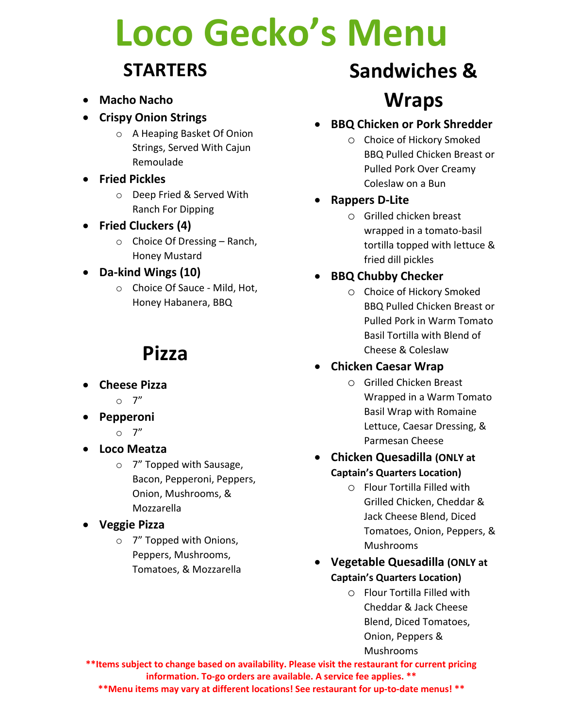# Loco Gecko's Menu

## STARTERS

- **Macho Nacho**
- **Crispy Onion Strings**
  - A Heaping Basket Of Onion Strings, Served With Cajun Remoulade
- **Fried Pickles**
  - Deep Fried & Served With Ranch For Dipping
- **Fried Cluckers (4)**
  - Choice Of Dressing – Ranch, Honey Mustard
- **Da-kind Wings (10)**
  - Choice Of Sauce - Mild, Hot, Honey Habanera, BBQ

## Pizza

- **Cheese Pizza**
  - 7"
- **Pepperoni**
  - 7"
- **Loco Meatza**
  - 7" Topped with Sausage, Bacon, Pepperoni, Peppers, Onion, Mushrooms, & Mozzarella
- **Veggie Pizza**
  - 7" Topped with Onions, Peppers, Mushrooms, Tomatoes, & Mozzarella

## Sandwiches & Wraps

- **BBQ Chicken or Pork Shredder**
  - Choice of Hickory Smoked BBQ Pulled Chicken Breast or Pulled Pork Over Creamy Coleslaw on a Bun
- **Rappers D-Lite**
  - Grilled chicken breast wrapped in a tomato-basil tortilla topped with lettuce & fried dill pickles
- **BBQ Chubby Checker**
  - Choice of Hickory Smoked BBQ Pulled Chicken Breast or Pulled Pork in Warm Tomato Basil Tortilla with Blend of Cheese & Coleslaw
- **Chicken Caesar Wrap**
  - Grilled Chicken Breast Wrapped in a Warm Tomato Basil Wrap with Romaine Lettuce, Caesar Dressing, & Parmesan Cheese
- **Chicken Quesadilla (ONLY at Captain's Quarters Location)**
  - Flour Tortilla Filled with Grilled Chicken, Cheddar & Jack Cheese Blend, Diced Tomatoes, Onion, Peppers, & Mushrooms
- **Vegetable Quesadilla (ONLY at Captain's Quarters Location)**
  - Flour Tortilla Filled with Cheddar & Jack Cheese Blend, Diced Tomatoes, Onion, Peppers & Mushrooms

**Items subject to change based on availability. Please visit the restaurant for current pricing information. To-go orders are available. A service fee applies.**

**Menu items may vary at different locations! See restaurant for up-to-date menus!**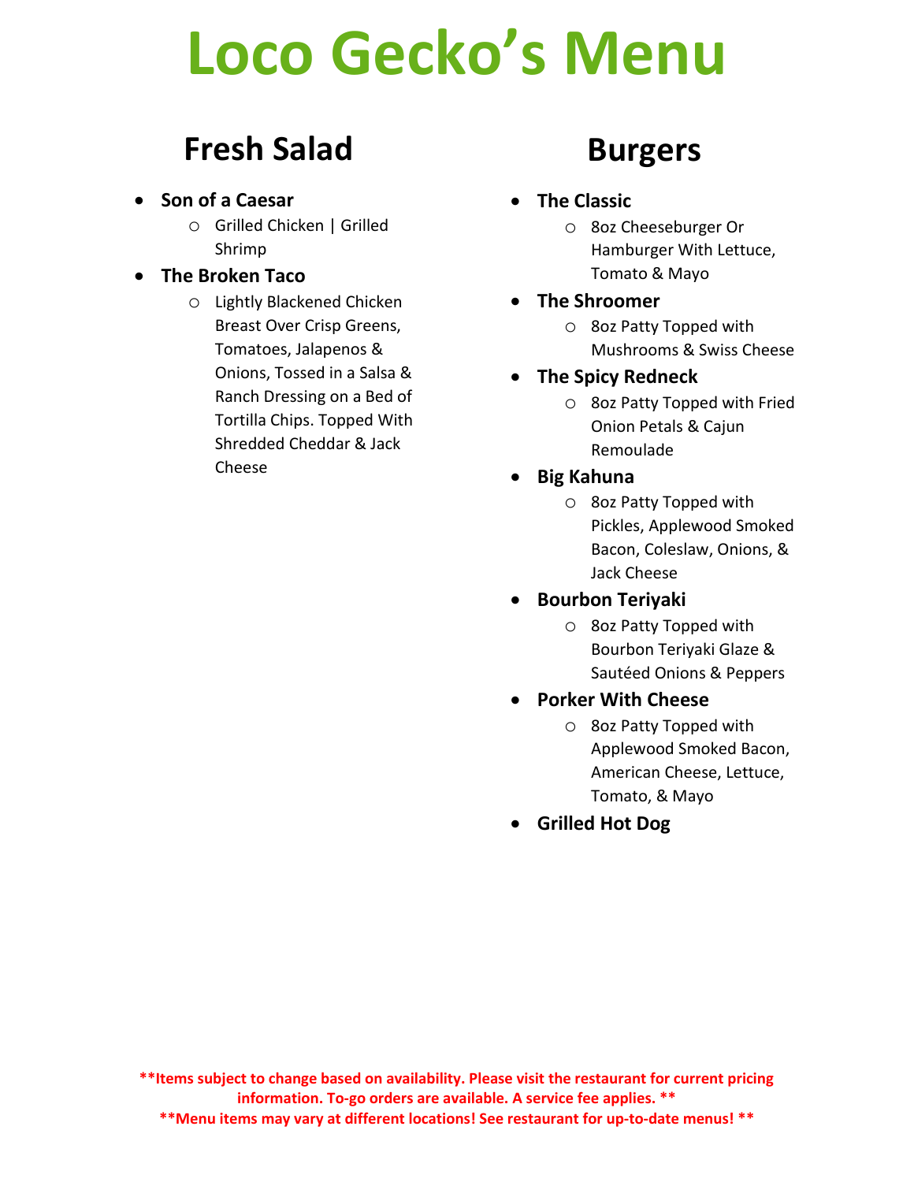# Loco Gecko's Menu

## Fresh Salad

- **Son of a Caesar**
  - Grilled Chicken | Grilled Shrimp
- **The Broken Taco**
  - Lightly Blackened Chicken Breast Over Crisp Greens, Tomatoes, Jalapenos & Onions, Tossed in a Salsa & Ranch Dressing on a Bed of Tortilla Chips. Topped With Shredded Cheddar & Jack Cheese

## Burgers

- **The Classic**
  - 8oz Cheeseburger Or Hamburger With Lettuce, Tomato & Mayo
- **The Shroomer**
  - 8oz Patty Topped with Mushrooms & Swiss Cheese
- **The Spicy Redneck**
  - 8oz Patty Topped with Fried Onion Petals & Cajun Remoulade
- **Big Kahuna**
  - 8oz Patty Topped with Pickles, Applewood Smoked Bacon, Coleslaw, Onions, & Jack Cheese
- **Bourbon Teriyaki**
  - 8oz Patty Topped with Bourbon Teriyaki Glaze & Sautéed Onions & Peppers
- **Porker With Cheese**
  - 8oz Patty Topped with Applewood Smoked Bacon, American Cheese, Lettuce, Tomato, & Mayo
- **Grilled Hot Dog**

**\*\*Items subject to change based on availability. Please visit the restaurant for current pricing information. To-go orders are available. A service fee applies. \*\***

**\*\*Menu items may vary at different locations! See restaurant for up-to-date menus! \*\***